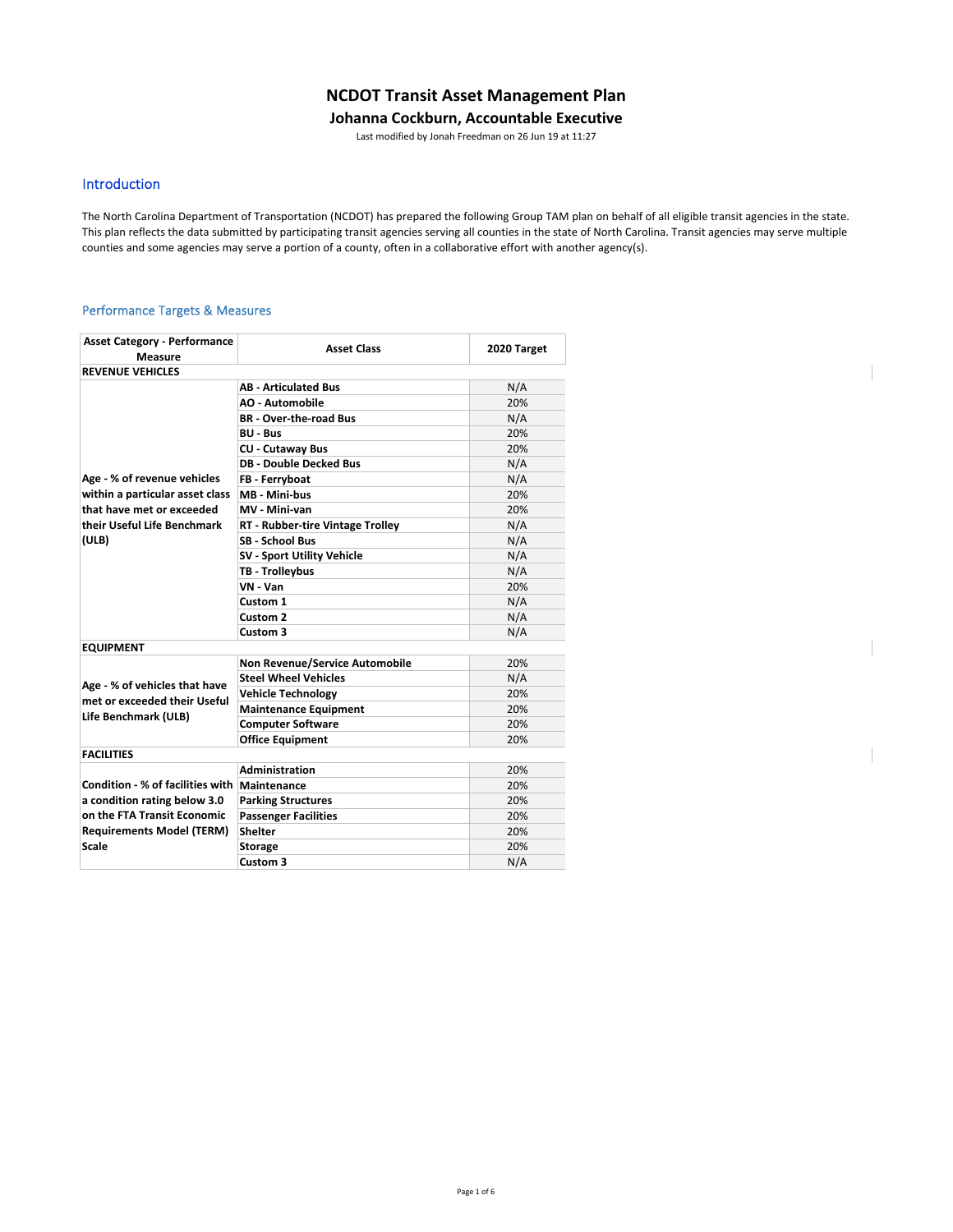# NCDOT Transit Asset Management Plan

## Johanna Cockburn, Accountable Executive

Last modified by Jonah Freedman on 26 Jun 19 at 11:27

## Introduction

The North Carolina Department of Transportation (NCDOT) has prepared the following Group TAM plan on behalf of all eligible transit agencies in the state. This plan reflects the data submitted by participating transit agencies serving all counties in the state of North Carolina. Transit agencies may serve multiple counties and some agencies may serve a portion of a county, often in a collaborative effort with another agency(s).

## Performance Targets & Measures

| Asset Category - Performance Measure | Asset Class | 2020 Target |
|---|---|---|
| **REVENUE VEHICLES** | | |
| Age - % of revenue vehicles within a particular asset class that have met or exceeded their Useful Life Benchmark (ULB) | AB - Articulated Bus | N/A |
| | AO - Automobile | 20% |
| | BR - Over-the-road Bus | N/A |
| | BU - Bus | 20% |
| | CU - Cutaway Bus | 20% |
| | DB - Double Decked Bus | N/A |
| | FB - Ferryboat | N/A |
| | MB - Mini-bus | 20% |
| | MV - Mini-van | 20% |
| | RT - Rubber-tire Vintage Trolley | N/A |
| | SB - School Bus | N/A |
| | SV - Sport Utility Vehicle | N/A |
| | TB - Trolleybus | N/A |
| | VN - Van | 20% |
| | Custom 1 | N/A |
| | Custom 2 | N/A |
| | Custom 3 | N/A |
| **EQUIPMENT** | | |
| Age - % of vehicles that have met or exceeded their Useful Life Benchmark (ULB) | Non Revenue/Service Automobile | 20% |
| | Steel Wheel Vehicles | N/A |
| | Vehicle Technology | 20% |
| | Maintenance Equipment | 20% |
| | Computer Software | 20% |
| | Office Equipment | 20% |
| **FACILITIES** | | |
| Condition - % of facilities with a condition rating below 3.0 on the FTA Transit Economic Requirements Model (TERM) Scale | Administration | 20% |
| | Maintenance | 20% |
| | Parking Structures | 20% |
| | Passenger Facilities | 20% |
| | Shelter | 20% |
| | Storage | 20% |
| | Custom 3 | N/A |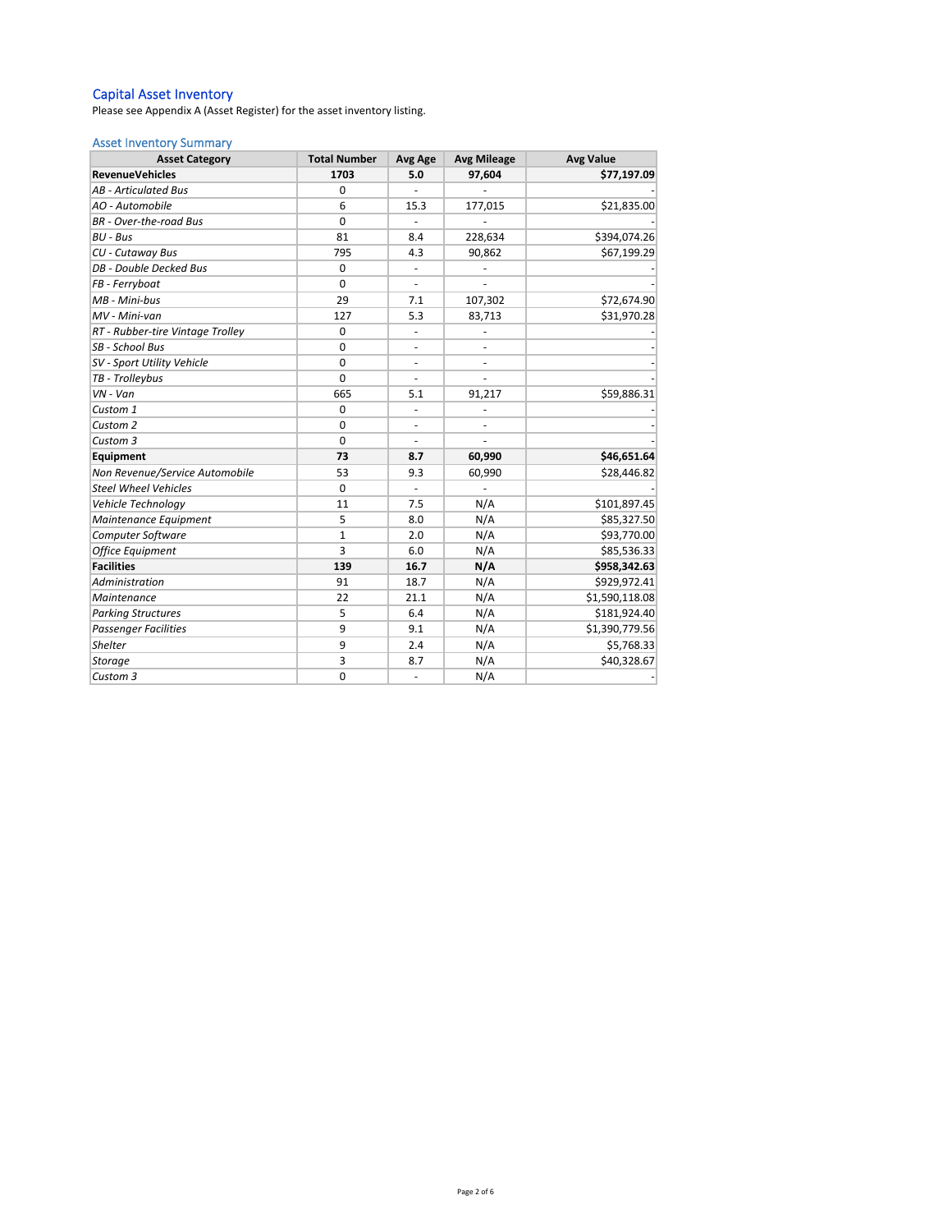## Capital Asset Inventory

Please see Appendix A (Asset Register) for the asset inventory listing.

### Asset Inventory Summary

| Asset Category | Total Number | Avg Age | Avg Mileage | Avg Value |
|---|---|---|---|---|
| **RevenueVehicles** | **1703** | **5.0** | **97,604** | **$77,197.09** |
| *AB - Articulated Bus* | 0 | - | - | - |
| *AO - Automobile* | 6 | 15.3 | 177,015 | $21,835.00 |
| *BR - Over-the-road Bus* | 0 | - | - | - |
| *BU - Bus* | 81 | 8.4 | 228,634 | $394,074.26 |
| *CU - Cutaway Bus* | 795 | 4.3 | 90,862 | $67,199.29 |
| *DB - Double Decked Bus* | 0 | - | - | - |
| *FB - Ferryboat* | 0 | - | - | - |
| *MB - Mini-bus* | 29 | 7.1 | 107,302 | $72,674.90 |
| *MV - Mini-van* | 127 | 5.3 | 83,713 | $31,970.28 |
| *RT - Rubber-tire Vintage Trolley* | 0 | - | - | - |
| *SB - School Bus* | 0 | - | - | - |
| *SV - Sport Utility Vehicle* | 0 | - | - | - |
| *TB - Trolleybus* | 0 | - | - | - |
| *VN - Van* | 665 | 5.1 | 91,217 | $59,886.31 |
| *Custom 1* | 0 | - | - | - |
| *Custom 2* | 0 | - | - | - |
| *Custom 3* | 0 | - | - | - |
| **Equipment** | **73** | **8.7** | **60,990** | **$46,651.64** |
| *Non Revenue/Service Automobile* | 53 | 9.3 | 60,990 | $28,446.82 |
| *Steel Wheel Vehicles* | 0 | - | - | - |
| *Vehicle Technology* | 11 | 7.5 | N/A | $101,897.45 |
| *Maintenance Equipment* | 5 | 8.0 | N/A | $85,327.50 |
| *Computer Software* | 1 | 2.0 | N/A | $93,770.00 |
| *Office Equipment* | 3 | 6.0 | N/A | $85,536.33 |
| **Facilities** | **139** | **16.7** | **N/A** | **$958,342.63** |
| *Administration* | 91 | 18.7 | N/A | $929,972.41 |
| *Maintenance* | 22 | 21.1 | N/A | $1,590,118.08 |
| *Parking Structures* | 5 | 6.4 | N/A | $181,924.40 |
| *Passenger Facilities* | 9 | 9.1 | N/A | $1,390,779.56 |
| *Shelter* | 9 | 2.4 | N/A | $5,768.33 |
| *Storage* | 3 | 8.7 | N/A | $40,328.67 |
| *Custom 3* | 0 | - | N/A | - |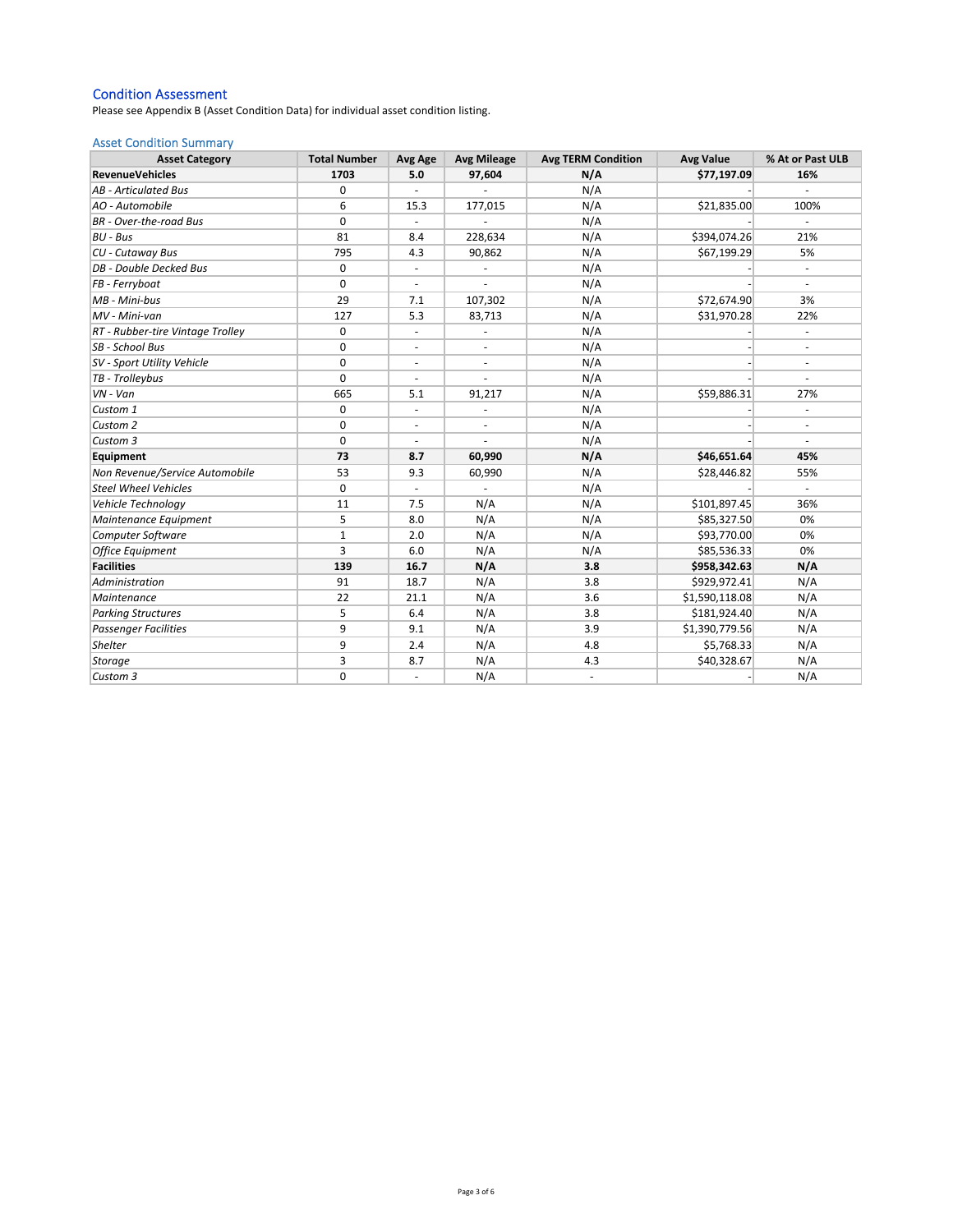## Condition Assessment

Please see Appendix B (Asset Condition Data) for individual asset condition listing.

### Asset Condition Summary

| Asset Category | Total Number | Avg Age | Avg Mileage | Avg TERM Condition | Avg Value | % At or Past ULB |
|---|---|---|---|---|---|---|
| **RevenueVehicles** | **1703** | **5.0** | **97,604** | **N/A** | **$77,197.09** | **16%** |
| *AB - Articulated Bus* | 0 | - | - | N/A | - | - |
| *AO - Automobile* | 6 | 15.3 | 177,015 | N/A | $21,835.00 | 100% |
| *BR - Over-the-road Bus* | 0 | - | - | N/A | - | - |
| *BU - Bus* | 81 | 8.4 | 228,634 | N/A | $394,074.26 | 21% |
| *CU - Cutaway Bus* | 795 | 4.3 | 90,862 | N/A | $67,199.29 | 5% |
| *DB - Double Decked Bus* | 0 | - | - | N/A | - | - |
| *FB - Ferryboat* | 0 | - | - | N/A | - | - |
| *MB - Mini-bus* | 29 | 7.1 | 107,302 | N/A | $72,674.90 | 3% |
| *MV - Mini-van* | 127 | 5.3 | 83,713 | N/A | $31,970.28 | 22% |
| *RT - Rubber-tire Vintage Trolley* | 0 | - | - | N/A | - | - |
| *SB - School Bus* | 0 | - | - | N/A | - | - |
| *SV - Sport Utility Vehicle* | 0 | - | - | N/A | - | - |
| *TB - Trolleybus* | 0 | - | - | N/A | - | - |
| *VN - Van* | 665 | 5.1 | 91,217 | N/A | $59,886.31 | 27% |
| *Custom 1* | 0 | - | - | N/A | - | - |
| *Custom 2* | 0 | - | - | N/A | - | - |
| *Custom 3* | 0 | - | - | N/A | - | - |
| **Equipment** | **73** | **8.7** | **60,990** | **N/A** | **$46,651.64** | **45%** |
| *Non Revenue/Service Automobile* | 53 | 9.3 | 60,990 | N/A | $28,446.82 | 55% |
| *Steel Wheel Vehicles* | 0 | - | - | N/A | - | - |
| *Vehicle Technology* | 11 | 7.5 | N/A | N/A | $101,897.45 | 36% |
| *Maintenance Equipment* | 5 | 8.0 | N/A | N/A | $85,327.50 | 0% |
| *Computer Software* | 1 | 2.0 | N/A | N/A | $93,770.00 | 0% |
| *Office Equipment* | 3 | 6.0 | N/A | N/A | $85,536.33 | 0% |
| **Facilities** | **139** | **16.7** | **N/A** | **3.8** | **$958,342.63** | **N/A** |
| *Administration* | 91 | 18.7 | N/A | 3.8 | $929,972.41 | N/A |
| *Maintenance* | 22 | 21.1 | N/A | 3.6 | $1,590,118.08 | N/A |
| *Parking Structures* | 5 | 6.4 | N/A | 3.8 | $181,924.40 | N/A |
| *Passenger Facilities* | 9 | 9.1 | N/A | 3.9 | $1,390,779.56 | N/A |
| *Shelter* | 9 | 2.4 | N/A | 4.8 | $5,768.33 | N/A |
| *Storage* | 3 | 8.7 | N/A | 4.3 | $40,328.67 | N/A |
| *Custom 3* | 0 | - | N/A | - | - | N/A |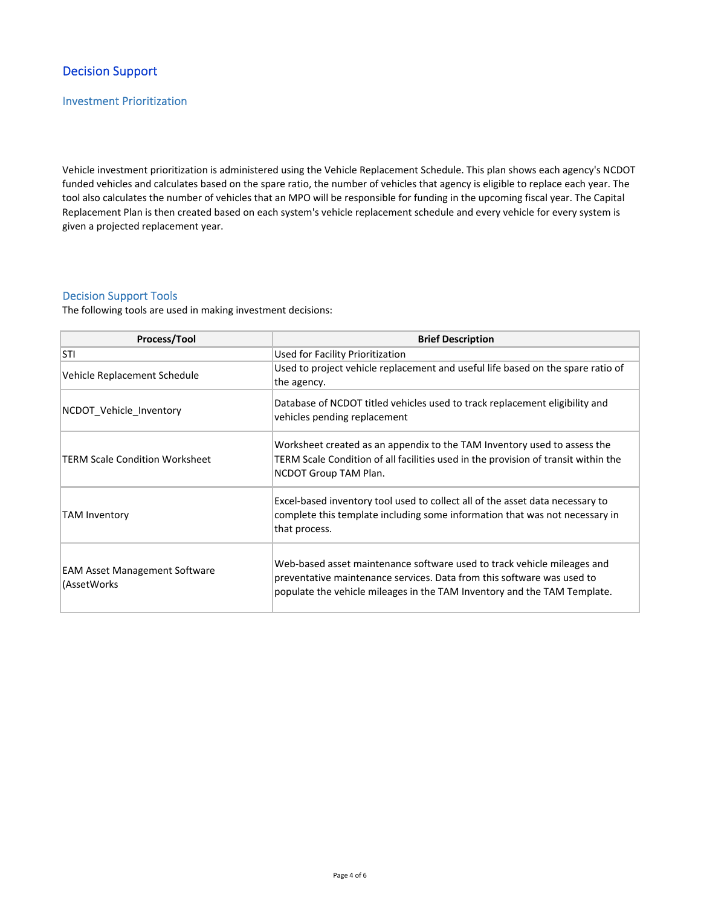# Decision Support

## Investment Prioritization

Vehicle investment prioritization is administered using the Vehicle Replacement Schedule. This plan shows each agency's NCDOT funded vehicles and calculates based on the spare ratio, the number of vehicles that agency is eligible to replace each year. The tool also calculates the number of vehicles that an MPO will be responsible for funding in the upcoming fiscal year. The Capital Replacement Plan is then created based on each system's vehicle replacement schedule and every vehicle for every system is given a projected replacement year.

## Decision Support Tools

The following tools are used in making investment decisions:

| Process/Tool | Brief Description |
| --- | --- |
| STI | Used for Facility Prioritization |
| Vehicle Replacement Schedule | Used to project vehicle replacement and useful life based on the spare ratio of the agency. |
| NCDOT_Vehicle_Inventory | Database of NCDOT titled vehicles used to track replacement eligibility and vehicles pending replacement |
| TERM Scale Condition Worksheet | Worksheet created as an appendix to the TAM Inventory used to assess the TERM Scale Condition of all facilities used in the provision of transit within the NCDOT Group TAM Plan. |
| TAM Inventory | Excel-based inventory tool used to collect all of the asset data necessary to complete this template including some information that was not necessary in that process. |
| EAM Asset Management Software (AssetWorks | Web-based asset maintenance software used to track vehicle mileages and preventative maintenance services. Data from this software was used to populate the vehicle mileages in the TAM Inventory and the TAM Template. |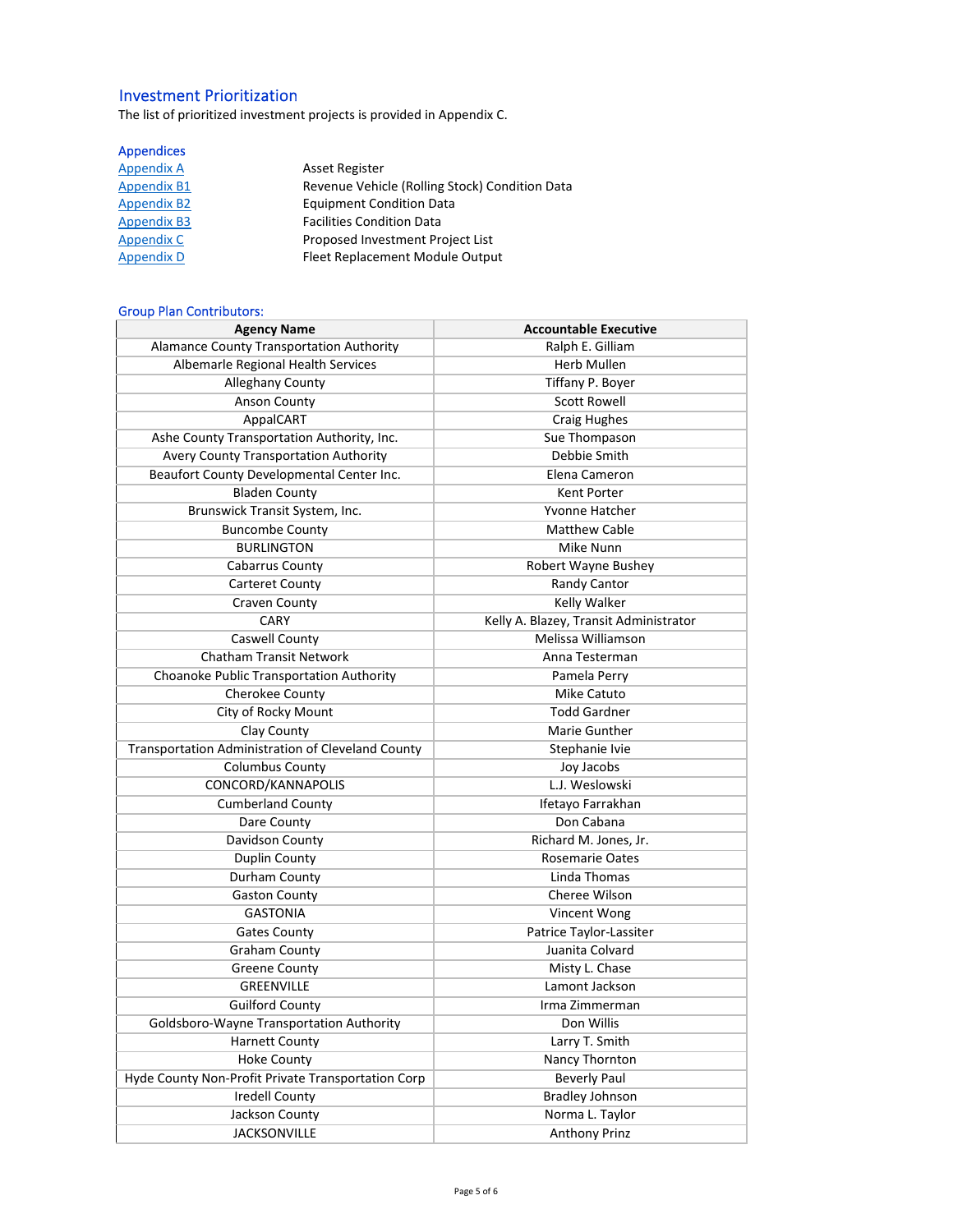## Investment Prioritization

The list of prioritized investment projects is provided in Appendix C.

## Appendices

| | |
|---|---|
| Appendix A | Asset Register |
| Appendix B1 | Revenue Vehicle (Rolling Stock) Condition Data |
| Appendix B2 | Equipment Condition Data |
| Appendix B3 | Facilities Condition Data |
| Appendix C | Proposed Investment Project List |
| Appendix D | Fleet Replacement Module Output |

## Group Plan Contributors:

| Agency Name | Accountable Executive |
|---|---|
| Alamance County Transportation Authority | Ralph E. Gilliam |
| Albemarle Regional Health Services | Herb Mullen |
| Alleghany County | Tiffany P. Boyer |
| Anson County | Scott Rowell |
| AppalCART | Craig Hughes |
| Ashe County Transportation Authority, Inc. | Sue Thompason |
| Avery County Transportation Authority | Debbie Smith |
| Beaufort County Developmental Center Inc. | Elena Cameron |
| Bladen County | Kent Porter |
| Brunswick Transit System, Inc. | Yvonne Hatcher |
| Buncombe County | Matthew Cable |
| BURLINGTON | Mike Nunn |
| Cabarrus County | Robert Wayne Bushey |
| Carteret County | Randy Cantor |
| Craven County | Kelly Walker |
| CARY | Kelly A. Blazey, Transit Administrator |
| Caswell County | Melissa Williamson |
| Chatham Transit Network | Anna Testerman |
| Choanoke Public Transportation Authority | Pamela Perry |
| Cherokee County | Mike Catuto |
| City of Rocky Mount | Todd Gardner |
| Clay County | Marie Gunther |
| Transportation Administration of Cleveland County | Stephanie Ivie |
| Columbus County | Joy Jacobs |
| CONCORD/KANNAPOLIS | L.J. Weslowski |
| Cumberland County | Ifetayo Farrakhan |
| Dare County | Don Cabana |
| Davidson County | Richard M. Jones, Jr. |
| Duplin County | Rosemarie Oates |
| Durham County | Linda Thomas |
| Gaston County | Cheree Wilson |
| GASTONIA | Vincent Wong |
| Gates County | Patrice Taylor-Lassiter |
| Graham County | Juanita Colvard |
| Greene County | Misty L. Chase |
| GREENVILLE | Lamont Jackson |
| Guilford County | Irma Zimmerman |
| Goldsboro-Wayne Transportation Authority | Don Willis |
| Harnett County | Larry T. Smith |
| Hoke County | Nancy Thornton |
| Hyde County Non-Profit Private Transportation Corp | Beverly Paul |
| Iredell County | Bradley Johnson |
| Jackson County | Norma L. Taylor |
| JACKSONVILLE | Anthony Prinz |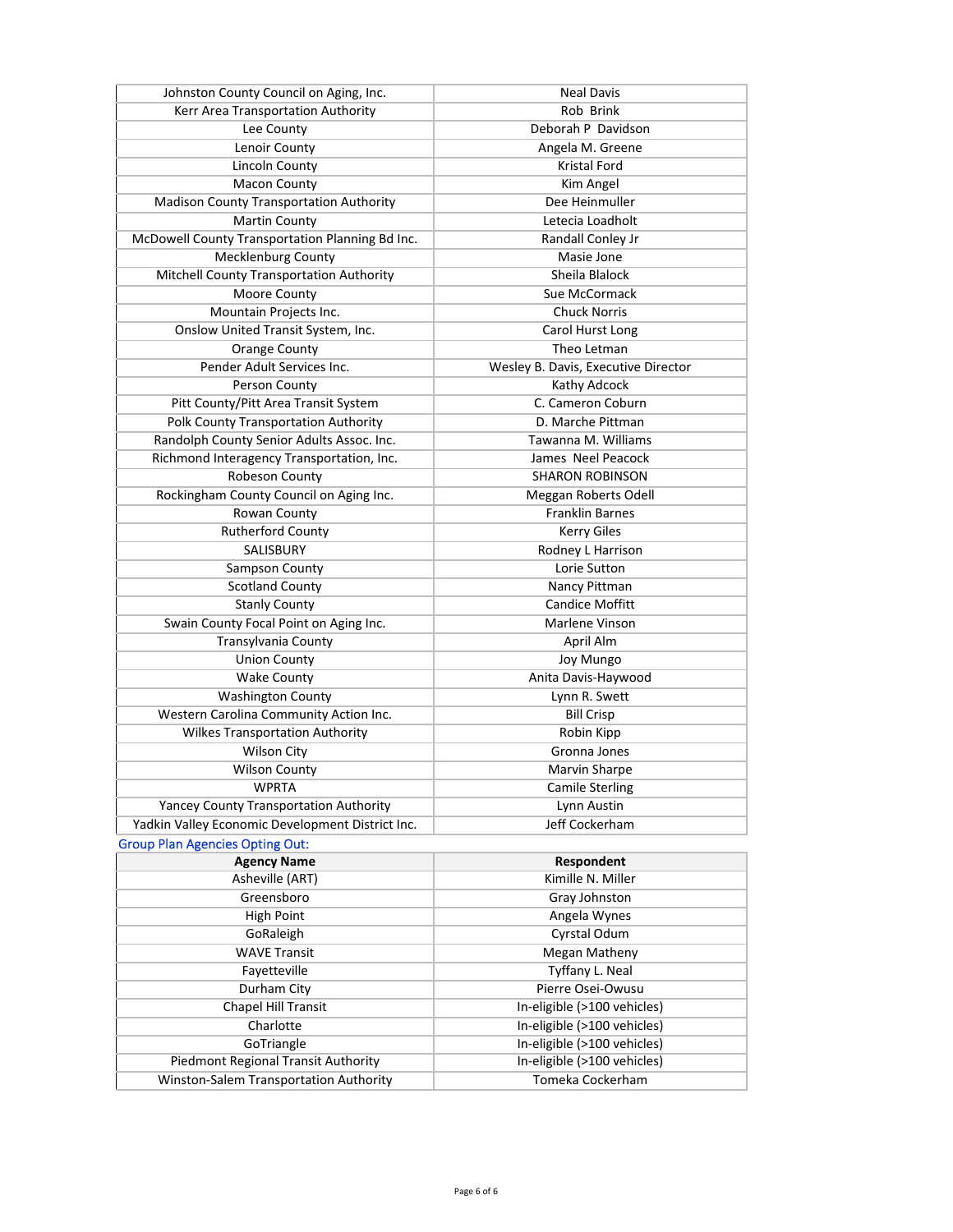| | |
|---|---|
| Johnston County Council on Aging, Inc. | Neal Davis |
| Kerr Area Transportation Authority | Rob  Brink |
| Lee County | Deborah P  Davidson |
| Lenoir County | Angela M. Greene |
| Lincoln County | Kristal Ford |
| Macon County | Kim Angel |
| Madison County Transportation Authority | Dee Heinmuller |
| Martin County | Letecia Loadholt |
| McDowell County Transportation Planning Bd Inc. | Randall Conley Jr |
| Mecklenburg County | Masie Jone |
| Mitchell County Transportation Authority | Sheila Blalock |
| Moore County | Sue McCormack |
| Mountain Projects Inc. | Chuck Norris |
| Onslow United Transit System, Inc. | Carol Hurst Long |
| Orange County | Theo Letman |
| Pender Adult Services Inc. | Wesley B. Davis, Executive Director |
| Person County | Kathy Adcock |
| Pitt County/Pitt Area Transit System | C. Cameron Coburn |
| Polk County Transportation Authority | D. Marche Pittman |
| Randolph County Senior Adults Assoc. Inc. | Tawanna M. Williams |
| Richmond Interagency Transportation, Inc. | James  Neel Peacock |
| Robeson County | SHARON ROBINSON |
| Rockingham County Council on Aging Inc. | Meggan Roberts Odell |
| Rowan County | Franklin Barnes |
| Rutherford County | Kerry Giles |
| SALISBURY | Rodney L Harrison |
| Sampson County | Lorie Sutton |
| Scotland County | Nancy Pittman |
| Stanly County | Candice Moffitt |
| Swain County Focal Point on Aging Inc. | Marlene Vinson |
| Transylvania County | April Alm |
| Union County | Joy Mungo |
| Wake County | Anita Davis-Haywood |
| Washington County | Lynn R. Swett |
| Western Carolina Community Action Inc. | Bill Crisp |
| Wilkes Transportation Authority | Robin Kipp |
| Wilson City | Gronna Jones |
| Wilson County | Marvin Sharpe |
| WPRTA | Camile Sterling |
| Yancey County Transportation Authority | Lynn Austin |
| Yadkin Valley Economic Development District Inc. | Jeff Cockerham |

Group Plan Agencies Opting Out:

| Agency Name | Respondent |
|---|---|
| Asheville (ART) | Kimille N. Miller |
| Greensboro | Gray Johnston |
| High Point | Angela Wynes |
| GoRaleigh | Cyrstal Odum |
| WAVE Transit | Megan Matheny |
| Fayetteville | Tyffany L. Neal |
| Durham City | Pierre Osei-Owusu |
| Chapel Hill Transit | In-eligible (>100 vehicles) |
| Charlotte | In-eligible (>100 vehicles) |
| GoTriangle | In-eligible (>100 vehicles) |
| Piedmont Regional Transit Authority | In-eligible (>100 vehicles) |
| Winston-Salem Transportation Authority | Tomeka Cockerham |